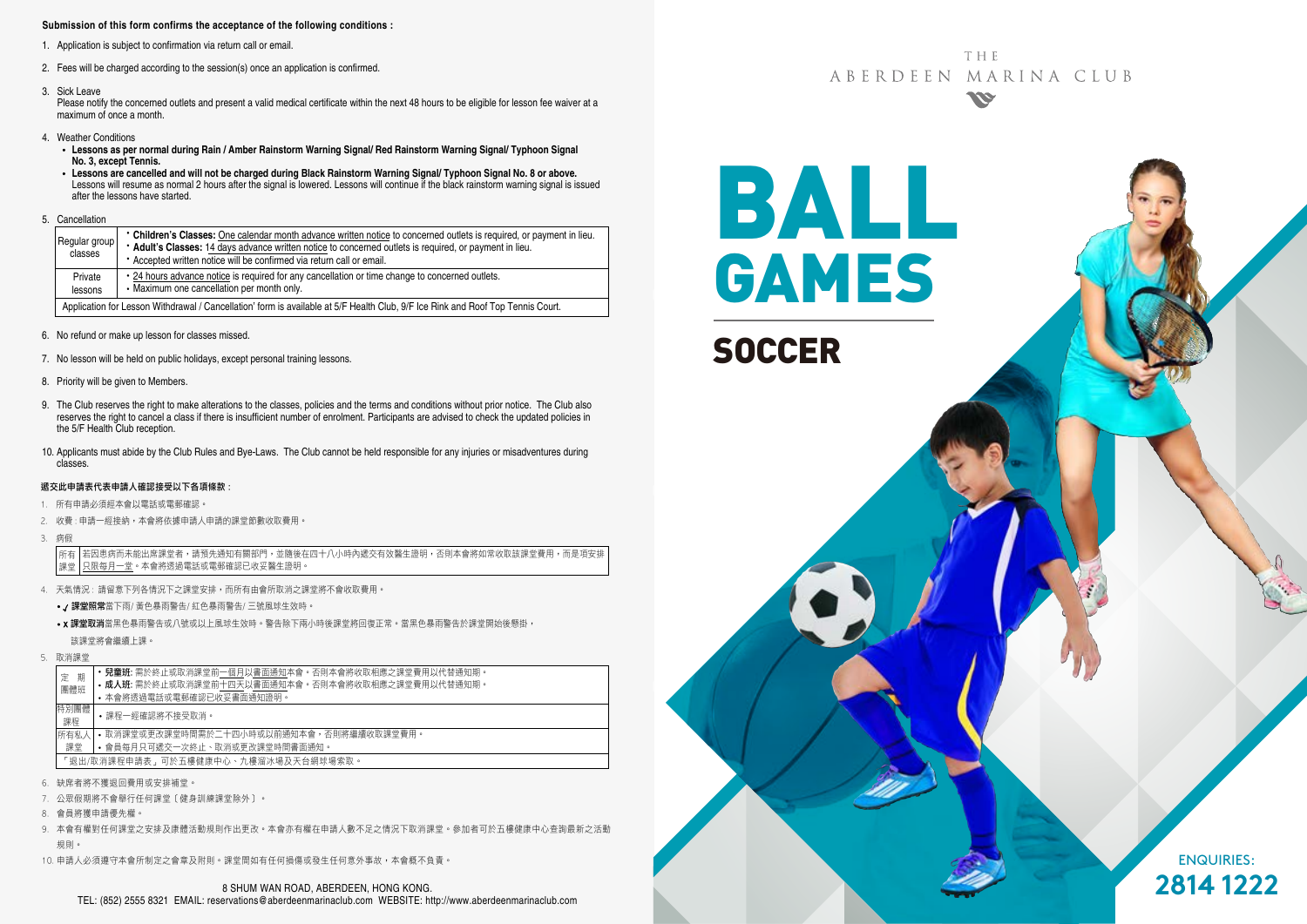**Submission of this form confirms the acceptance of the following conditions :**

1. Application is subject to confirmation via return call or email.
2. Fees will be charged according to the session(s) once an application is confirmed.
3. Sick Leave
   Please notify the concerned outlets and present a valid medical certificate within the next 48 hours to be eligible for lesson fee waiver at a maximum of once a month.
4. Weather Conditions
   - **Lessons as per normal during Rain / Amber Rainstorm Warning Signal/ Red Rainstorm Warning Signal/ Typhoon Signal No. 3, except Tennis.**
   - **Lessons are cancelled and will not be charged during Black Rainstorm Warning Signal/ Typhoon Signal No. 8 or above.** Lessons will resume as normal 2 hours after the signal is lowered. Lessons will continue if the black rainstorm warning signal is issued after the lessons have started.
5. Cancellation

| | |
|---|---|
| Regular group classes | • **Children's Classes:** One calendar month advance written notice to concerned outlets is required, or payment in lieu.<br>• **Adult's Classes:** 14 days advance written notice to concerned outlets is required, or payment in lieu.<br>• Accepted written notice will be confirmed via return call or email. |
| Private lessons | • 24 hours advance notice is required for any cancellation or time change to concerned outlets.<br>• Maximum one cancellation per month only. |
| Application for Lesson Withdrawal / Cancellation' form is available at 5/F Health Club, 9/F Ice Rink and Roof Top Tennis Court. | |

6. No refund or make up lesson for classes missed.
7. No lesson will be held on public holidays, except personal training lessons.
8. Priority will be given to Members.
9. The Club reserves the right to make alterations to the classes, policies and the terms and conditions without prior notice. The Club also reserves the right to cancel a class if there is insufficient number of enrolment. Participants are advised to check the updated policies in the 5/F Health Club reception.
10. Applicants must abide by the Club Rules and Bye-Laws. The Club cannot be held responsible for any injuries or misadventures during classes.

**遞交此申請表代表申請人確認接受以下各項條款：**

1. 所有申請必須經本會以電話或電郵確認。
2. 收費：申請一經接納，本會將依據申請人申請的課堂節數收取費用。
3. 病假

| | |
|---|---|
| 所有課堂 | 若因患病而未能出席課堂者，請預先通知有關部門，並隨後在四十八小時內遞交有效醫生證明，否則本會將如常收取該課堂費用，而是項安排只限每月一堂。本會將透過電話或電郵確認已收妥醫生證明。 |

4. 天氣情況：請留意下列各情況下之課堂安排，而所有由會所取消之課堂將不會收取費用。
   - ✓ **課堂照常**當下雨/ 黃色暴雨警告/ 紅色暴雨警告/ 三號風球生效時。
   - x **課堂取消**當黑色暴雨警告或八號或以上風球生效時。警告除下兩小時後課堂將回復正常。當黑色暴雨警告於課堂開始後懸掛，該課堂將會繼續上課。
5. 取消課堂

| | |
|---|---|
| 定期團體班 | • **兒童班:** 需於終止或取消課堂前一個月以書面通知本會。否則本會將收取相應之課堂費用以代替通知期。<br>• **成人班:** 需於終止或取消課堂前十四天以書面通知本會。否則本會將收取相應之課堂費用以代替通知期。<br>• 本會將透過電話或電郵確認已收妥書面通知證明。 |
| 特別團體課程 | • 課程一經確認將不接受取消。 |
| 所有私人課堂 | • 取消課堂或更改課堂時間需於二十四小時或以前通知本會，否則將繼續收取課堂費用。<br>• 會員每月只可遞交一次終止、取消或更改課堂時間書面通知。 |
| 「退出/取消課程申請表」可於五樓健康中心、九樓溜冰場及天台網球場索取。 | |

6. 缺席者將不獲退回費用或安排補堂。
7. 公眾假期將不會舉行任何課堂〔健身訓練課堂除外〕。
8. 會員將獲申請優先權。
9. 本會有權對任何課堂之安排及康體活動規則作出更改。本會亦有權在申請人數不足之情況下取消課堂。參加者可於五樓健康中心查詢最新之活動規則。
10. 申請人必須遵守本會所制定之會章及附則。課堂間如有任何損傷或發生任何意外事故，本會概不負責。

8 SHUM WAN ROAD, ABERDEEN, HONG KONG.
TEL: (852) 2555 8321 EMAIL: reservations@aberdeenmarinaclub.com WEBSITE: http://www.aberdeenmarinaclub.com

THE ABERDEEN MARINA CLUB

# BALL GAMES

## SOCCER

ENQUIRIES:
**2814 1222**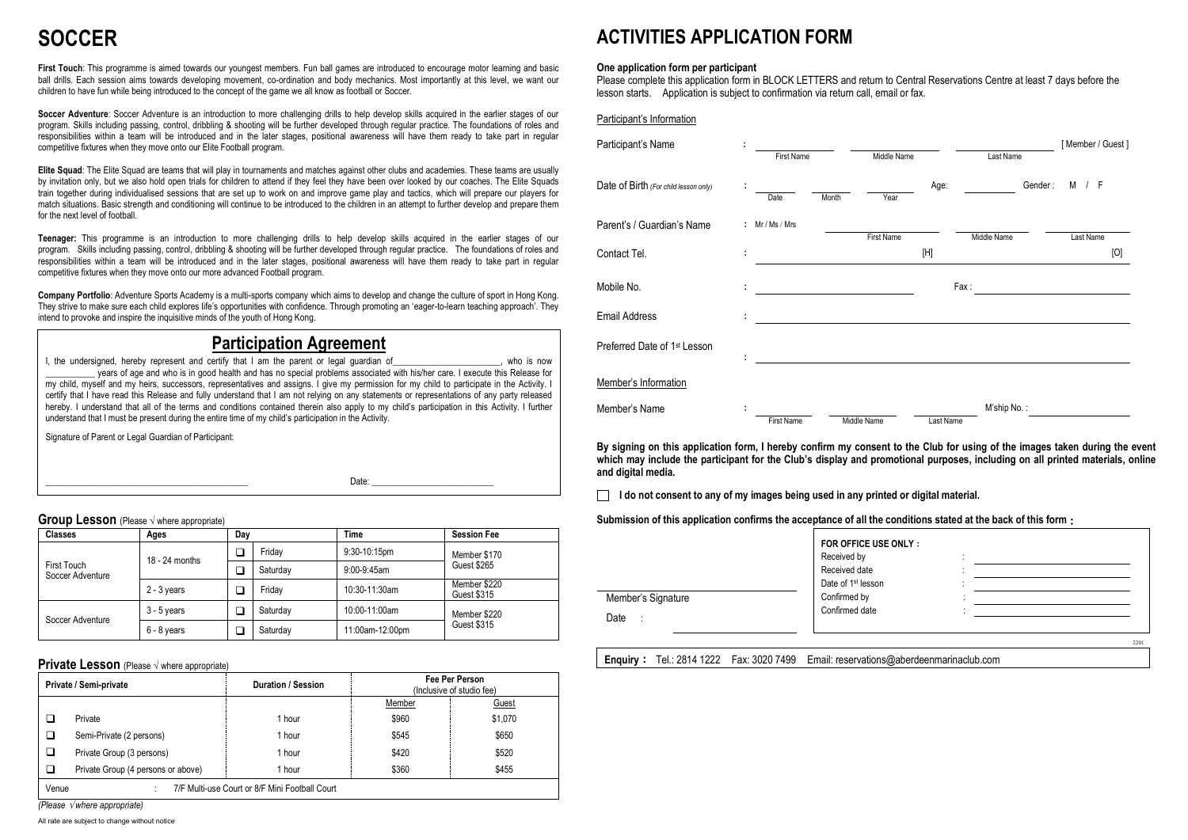# SOCCER

**First Touch**: This programme is aimed towards our youngest members. Fun ball games are introduced to encourage motor learning and basic ball drills. Each session aims towards developing movement, co-ordination and body mechanics. Most importantly at this level, we want our children to have fun while being introduced to the concept of the game we all know as football or Soccer.

**Soccer Adventure**: Soccer Adventure is an introduction to more challenging drills to help develop skills acquired in the earlier stages of our program. Skills including passing, control, dribbling & shooting will be further developed through regular practice. The foundations of roles and responsibilities within a team will be introduced and in the later stages, positional awareness will have them ready to take part in regular competitive fixtures when they move onto our Elite Football program.

**Elite Squad**: The Elite Squad are teams that will play in tournaments and matches against other clubs and academies. These teams are usually by invitation only, but we also hold open trials for children to attend if they feel they have been over looked by our coaches. The Elite Squads train together during individualised sessions that are set up to work on and improve game play and tactics, which will prepare our players for match situations. Basic strength and conditioning will continue to be introduced to the children in an attempt to further develop and prepare them for the next level of football.

**Teenager:** This programme is an introduction to more challenging drills to help develop skills acquired in the earlier stages of our program. Skills including passing, control, dribbling & shooting will be further developed through regular practice. The foundations of roles and responsibilities within a team will be introduced and in the later stages, positional awareness will have them ready to take part in regular competitive fixtures when they move onto our more advanced Football program.

**Company Portfolio**: Adventure Sports Academy is a multi-sports company which aims to develop and change the culture of sport in Hong Kong. They strive to make sure each child explores life's opportunities with confidence. Through promoting an 'eager-to-learn teaching approach'. They intend to provoke and inspire the inquisitive minds of the youth of Hong Kong.

## Participation Agreement

I, the undersigned, hereby represent and certify that I am the parent or legal guardian of_______________________, who is now ___________ years of age and who is in good health and has no special problems associated with his/her care. I execute this Release for my child, myself and my heirs, successors, representatives and assigns. I give my permission for my child to participate in the Activity. I certify that I have read this Release and fully understand that I am not relying on any statements or representations of any party released hereby. I understand that all of the terms and conditions contained therein also apply to my child's participation in this Activity. I further understand that I must be present during the entire time of my child's participation in the Activity.

Signature of Parent or Legal Guardian of Participant:

_____________________________________________ Date: ___________________________

### Group Lesson (Please √ where appropriate)

| Classes | Ages | Day | Time | Session Fee |
|---|---|---|---|---|
| First Touch Soccer Adventure | 18 - 24 months | ❑ Friday | 9:30-10:15pm | Member $170 Guest $265 |
| | | ❑ Saturday | 9:00-9:45am | |
| | 2 - 3 years | ❑ Friday | 10:30-11:30am | Member $220 Guest $315 |
| Soccer Adventure | 3 - 5 years | ❑ Saturday | 10:00-11:00am | Member $220 Guest $315 |
| | 6 - 8 years | ❑ Saturday | 11:00am-12:00pm | |

### Private Lesson (Please √ where appropriate)

| Private / Semi-private | | Duration / Session | Fee Per Person (Inclusive of studio fee) | |
|---|---|---|---|---|
| | | | Member | Guest |
| ❑ | Private | 1 hour | $960 | $1,070 |
| ❑ | Semi-Private (2 persons) | 1 hour | $545 | $650 |
| ❑ | Private Group (3 persons) | 1 hour | $420 | $520 |
| ❑ | Private Group (4 persons or above) | 1 hour | $360 | $455 |
| Venue | : 7/F Multi-use Court or 8/F Mini Football Court | | | |

*(Please √ where appropriate)*

All rate are subject to change without notice

# ACTIVITIES APPLICATION FORM

**One application form per participant**

Please complete this application form in BLOCK LETTERS and return to Central Reservations Centre at least 7 days before the lesson starts. Application is subject to confirmation via return call, email or fax.

Participant's Information

Participant's Name : ____________ First Name ____________ Middle Name ____________ Last Name [ Member / Guest ]

Date of Birth *(For child lesson only)* : ______ Date ______ Month ______ Year Age: ________ Gender : M / F

Parent's / Guardian's Name : Mr / Ms / Mrs ____________ First Name ____________ Middle Name ____________ Last Name

Contact Tel. : ____________________ [H] ____________________ [O]

Mobile No. : ____________________ Fax : ____________________

Email Address : ________________________________________

Preferred Date of 1st Lesson : ________________________________________

Member's Information

Member's Name : ____________ First Name ____________ Middle Name ____________ Last Name M'ship No. : ____________

**By signing on this application form, I hereby confirm my consent to the Club for using of the images taken during the event which may include the participant for the Club's display and promotional purposes, including on all printed materials, online and digital media.**

☐ **I do not consent to any of my images being used in any printed or digital material.**

**Submission of this application confirms the acceptance of all the conditions stated at the back of this form :**

Member's Signature

Date :

**FOR OFFICE USE ONLY :**

Received by : ____________

Received date : ____________

Date of 1st lesson : ____________

Confirmed by : ____________

Confirmed date : ____________

2201

**Enquiry :** Tel.: 2814 1222 Fax: 3020 7499 Email: reservations@aberdeenmarinaclub.com